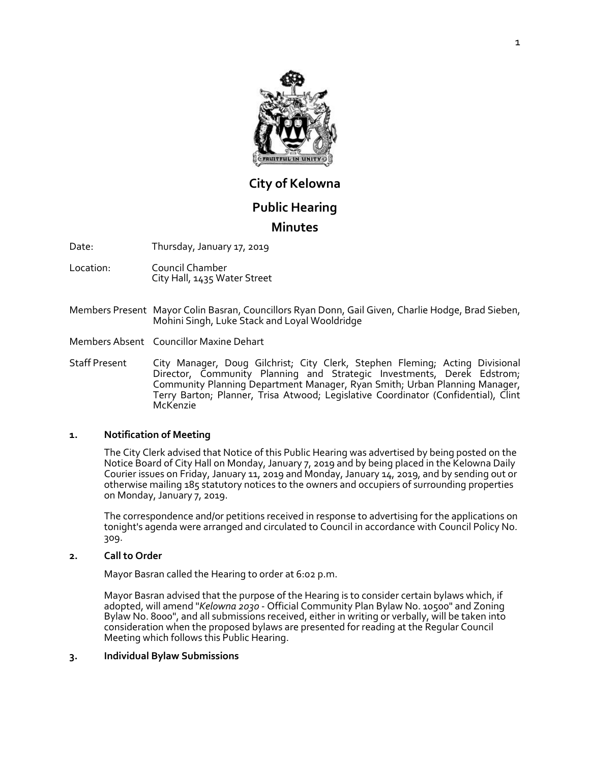# City of Kelowna

## Public Hearing

## Minutes

Date: Thursday, January 17, 2019

Location: Council Chamber
City Hall, 1435 Water Street

Members Present Mayor Colin Basran, Councillors Ryan Donn, Gail Given, Charlie Hodge, Brad Sieben, Mohini Singh, Luke Stack and Loyal Wooldridge

Members Absent Councillor Maxine Dehart

Staff Present City Manager, Doug Gilchrist; City Clerk, Stephen Fleming; Acting Divisional Director, Community Planning and Strategic Investments, Derek Edstrom; Community Planning Department Manager, Ryan Smith; Urban Planning Manager, Terry Barton; Planner, Trisa Atwood; Legislative Coordinator (Confidential), Clint McKenzie

### 1. Notification of Meeting

The City Clerk advised that Notice of this Public Hearing was advertised by being posted on the Notice Board of City Hall on Monday, January 7, 2019 and by being placed in the Kelowna Daily Courier issues on Friday, January 11, 2019 and Monday, January 14, 2019, and by sending out or otherwise mailing 185 statutory notices to the owners and occupiers of surrounding properties on Monday, January 7, 2019.

The correspondence and/or petitions received in response to advertising for the applications on tonight's agenda were arranged and circulated to Council in accordance with Council Policy No. 309.

### 2. Call to Order

Mayor Basran called the Hearing to order at 6:02 p.m.

Mayor Basran advised that the purpose of the Hearing is to consider certain bylaws which, if adopted, will amend "*Kelowna 2030* - Official Community Plan Bylaw No. 10500" and Zoning Bylaw No. 8000", and all submissions received, either in writing or verbally, will be taken into consideration when the proposed bylaws are presented for reading at the Regular Council Meeting which follows this Public Hearing.

### 3. Individual Bylaw Submissions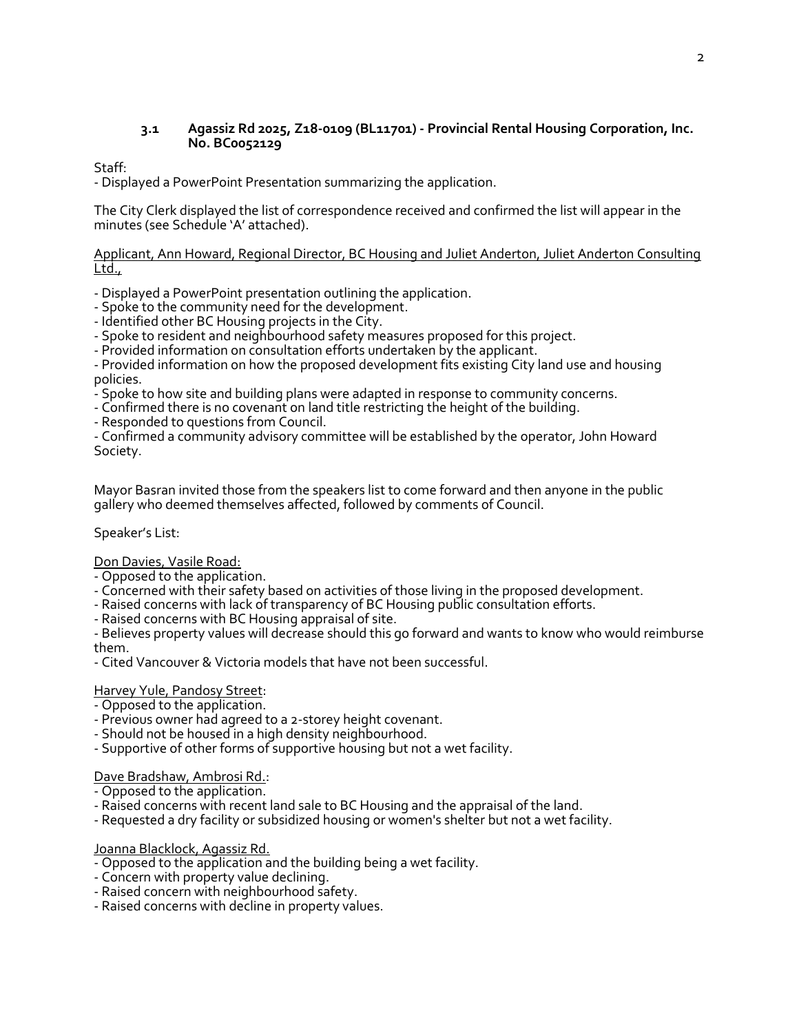### 3.1 Agassiz Rd 2025, Z18-0109 (BL11701) - Provincial Rental Housing Corporation, Inc. No. BC0052129

Staff:
- Displayed a PowerPoint Presentation summarizing the application.

The City Clerk displayed the list of correspondence received and confirmed the list will appear in the minutes (see Schedule 'A' attached).

Applicant, Ann Howard, Regional Director, BC Housing and Juliet Anderton, Juliet Anderton Consulting Ltd.,

- Displayed a PowerPoint presentation outlining the application.
- Spoke to the community need for the development.
- Identified other BC Housing projects in the City.
- Spoke to resident and neighbourhood safety measures proposed for this project.
- Provided information on consultation efforts undertaken by the applicant.
- Provided information on how the proposed development fits existing City land use and housing policies.
- Spoke to how site and building plans were adapted in response to community concerns.
- Confirmed there is no covenant on land title restricting the height of the building.
- Responded to questions from Council.
- Confirmed a community advisory committee will be established by the operator, John Howard Society.

Mayor Basran invited those from the speakers list to come forward and then anyone in the public gallery who deemed themselves affected, followed by comments of Council.

Speaker's List:

Don Davies, Vasile Road:
- Opposed to the application.
- Concerned with their safety based on activities of those living in the proposed development.
- Raised concerns with lack of transparency of BC Housing public consultation efforts.
- Raised concerns with BC Housing appraisal of site.
- Believes property values will decrease should this go forward and wants to know who would reimburse them.
- Cited Vancouver & Victoria models that have not been successful.

Harvey Yule, Pandosy Street:
- Opposed to the application.
- Previous owner had agreed to a 2-storey height covenant.
- Should not be housed in a high density neighbourhood.
- Supportive of other forms of supportive housing but not a wet facility.

Dave Bradshaw, Ambrosi Rd.:
- Opposed to the application.
- Raised concerns with recent land sale to BC Housing and the appraisal of the land.
- Requested a dry facility or subsidized housing or women's shelter but not a wet facility.

Joanna Blacklock, Agassiz Rd.
- Opposed to the application and the building being a wet facility.
- Concern with property value declining.
- Raised concern with neighbourhood safety.
- Raised concerns with decline in property values.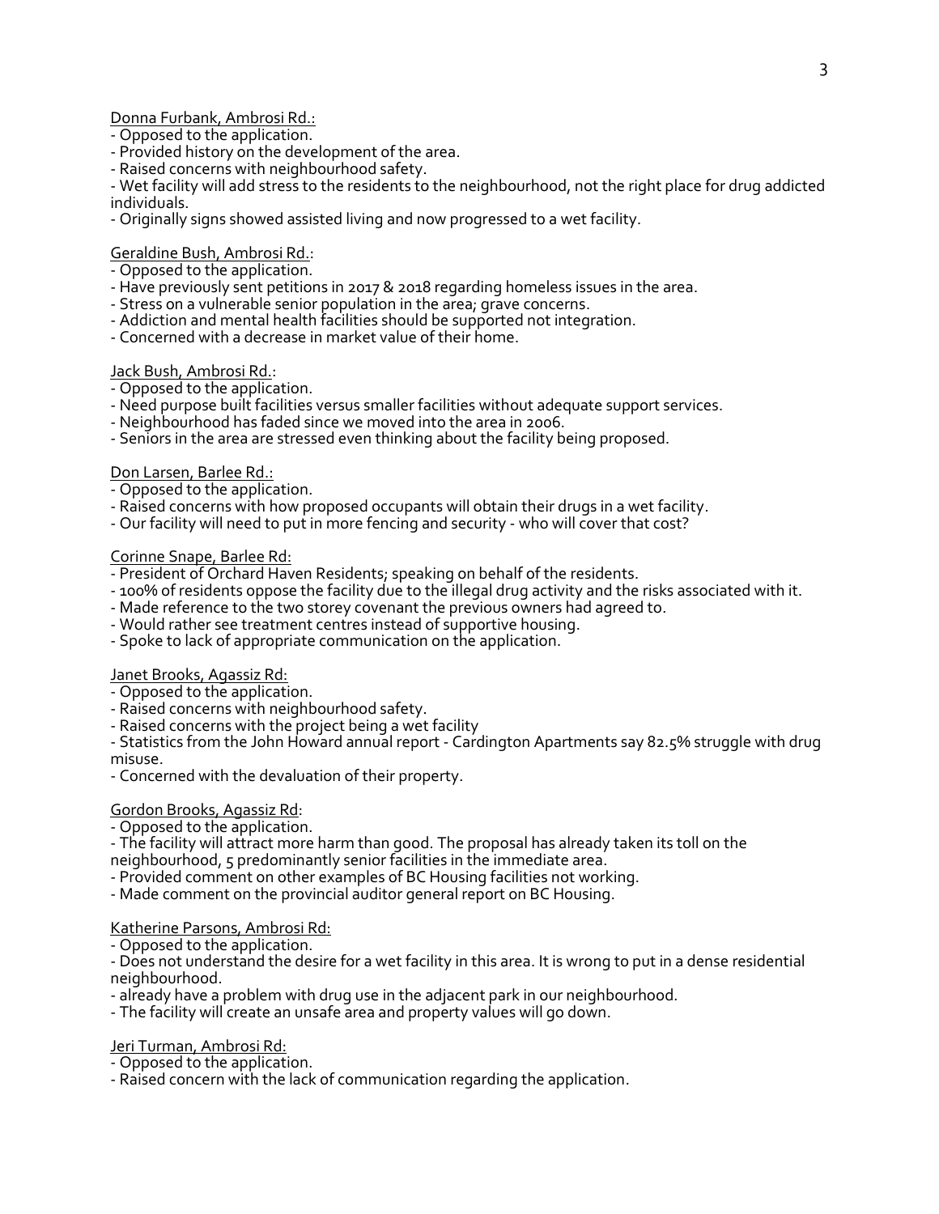Donna Furbank, Ambrosi Rd.:

- Opposed to the application.
- Provided history on the development of the area.
- Raised concerns with neighbourhood safety.
- Wet facility will add stress to the residents to the neighbourhood, not the right place for drug addicted individuals.
- Originally signs showed assisted living and now progressed to a wet facility.

Geraldine Bush, Ambrosi Rd.:

- Opposed to the application.
- Have previously sent petitions in 2017 & 2018 regarding homeless issues in the area.
- Stress on a vulnerable senior population in the area; grave concerns.
- Addiction and mental health facilities should be supported not integration.
- Concerned with a decrease in market value of their home.

Jack Bush, Ambrosi Rd.:

- Opposed to the application.
- Need purpose built facilities versus smaller facilities without adequate support services.
- Neighbourhood has faded since we moved into the area in 2006.
- Seniors in the area are stressed even thinking about the facility being proposed.

Don Larsen, Barlee Rd.:

- Opposed to the application.
- Raised concerns with how proposed occupants will obtain their drugs in a wet facility.
- Our facility will need to put in more fencing and security - who will cover that cost?

Corinne Snape, Barlee Rd:

- President of Orchard Haven Residents; speaking on behalf of the residents.
- 100% of residents oppose the facility due to the illegal drug activity and the risks associated with it.
- Made reference to the two storey covenant the previous owners had agreed to.
- Would rather see treatment centres instead of supportive housing.
- Spoke to lack of appropriate communication on the application.

Janet Brooks, Agassiz Rd:

- Opposed to the application.
- Raised concerns with neighbourhood safety.
- Raised concerns with the project being a wet facility
- Statistics from the John Howard annual report - Cardington Apartments say 82.5% struggle with drug misuse.
- Concerned with the devaluation of their property.

Gordon Brooks, Agassiz Rd:

- Opposed to the application.
- The facility will attract more harm than good. The proposal has already taken its toll on the neighbourhood, 5 predominantly senior facilities in the immediate area.
- Provided comment on other examples of BC Housing facilities not working.
- Made comment on the provincial auditor general report on BC Housing.

Katherine Parsons, Ambrosi Rd:

- Opposed to the application.
- Does not understand the desire for a wet facility in this area. It is wrong to put in a dense residential neighbourhood.
- already have a problem with drug use in the adjacent park in our neighbourhood.
- The facility will create an unsafe area and property values will go down.

Jeri Turman, Ambrosi Rd:

- Opposed to the application.
- Raised concern with the lack of communication regarding the application.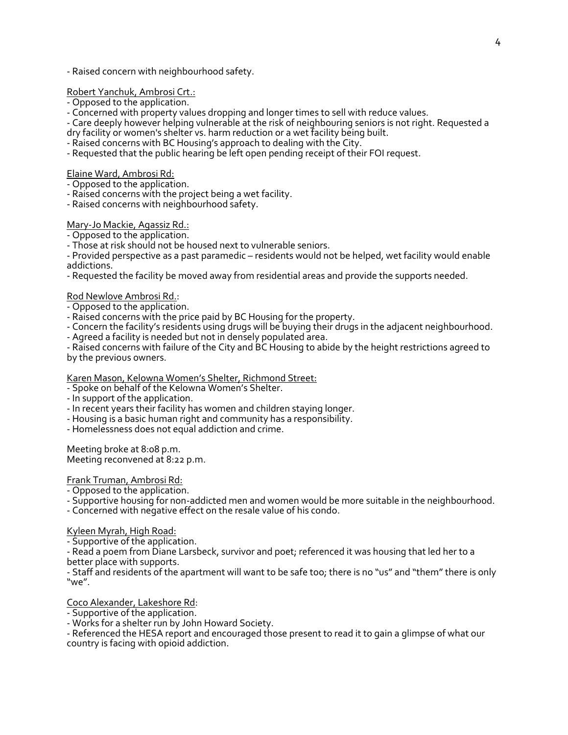- Raised concern with neighbourhood safety.

Robert Yanchuk, Ambrosi Crt.:
- Opposed to the application.
- Concerned with property values dropping and longer times to sell with reduce values.
- Care deeply however helping vulnerable at the risk of neighbouring seniors is not right. Requested a dry facility or women's shelter vs. harm reduction or a wet facility being built.
- Raised concerns with BC Housing's approach to dealing with the City.
- Requested that the public hearing be left open pending receipt of their FOI request.

Elaine Ward, Ambrosi Rd:
- Opposed to the application.
- Raised concerns with the project being a wet facility.
- Raised concerns with neighbourhood safety.

Mary-Jo Mackie, Agassiz Rd.:
- Opposed to the application.
- Those at risk should not be housed next to vulnerable seniors.
- Provided perspective as a past paramedic – residents would not be helped, wet facility would enable addictions.
- Requested the facility be moved away from residential areas and provide the supports needed.

Rod Newlove Ambrosi Rd.:
- Opposed to the application.
- Raised concerns with the price paid by BC Housing for the property.
- Concern the facility's residents using drugs will be buying their drugs in the adjacent neighbourhood.
- Agreed a facility is needed but not in densely populated area.
- Raised concerns with failure of the City and BC Housing to abide by the height restrictions agreed to by the previous owners.

Karen Mason, Kelowna Women's Shelter, Richmond Street:
- Spoke on behalf of the Kelowna Women's Shelter.
- In support of the application.
- In recent years their facility has women and children staying longer.
- Housing is a basic human right and community has a responsibility.
- Homelessness does not equal addiction and crime.

Meeting broke at 8:08 p.m.
Meeting reconvened at 8:22 p.m.

Frank Truman, Ambrosi Rd:
- Opposed to the application.
- Supportive housing for non-addicted men and women would be more suitable in the neighbourhood.
- Concerned with negative effect on the resale value of his condo.

Kyleen Myrah, High Road:
- Supportive of the application.
- Read a poem from Diane Larsbeck, survivor and poet; referenced it was housing that led her to a better place with supports.
- Staff and residents of the apartment will want to be safe too; there is no "us" and "them" there is only "we".

Coco Alexander, Lakeshore Rd:
- Supportive of the application.
- Works for a shelter run by John Howard Society.
- Referenced the HESA report and encouraged those present to read it to gain a glimpse of what our country is facing with opioid addiction.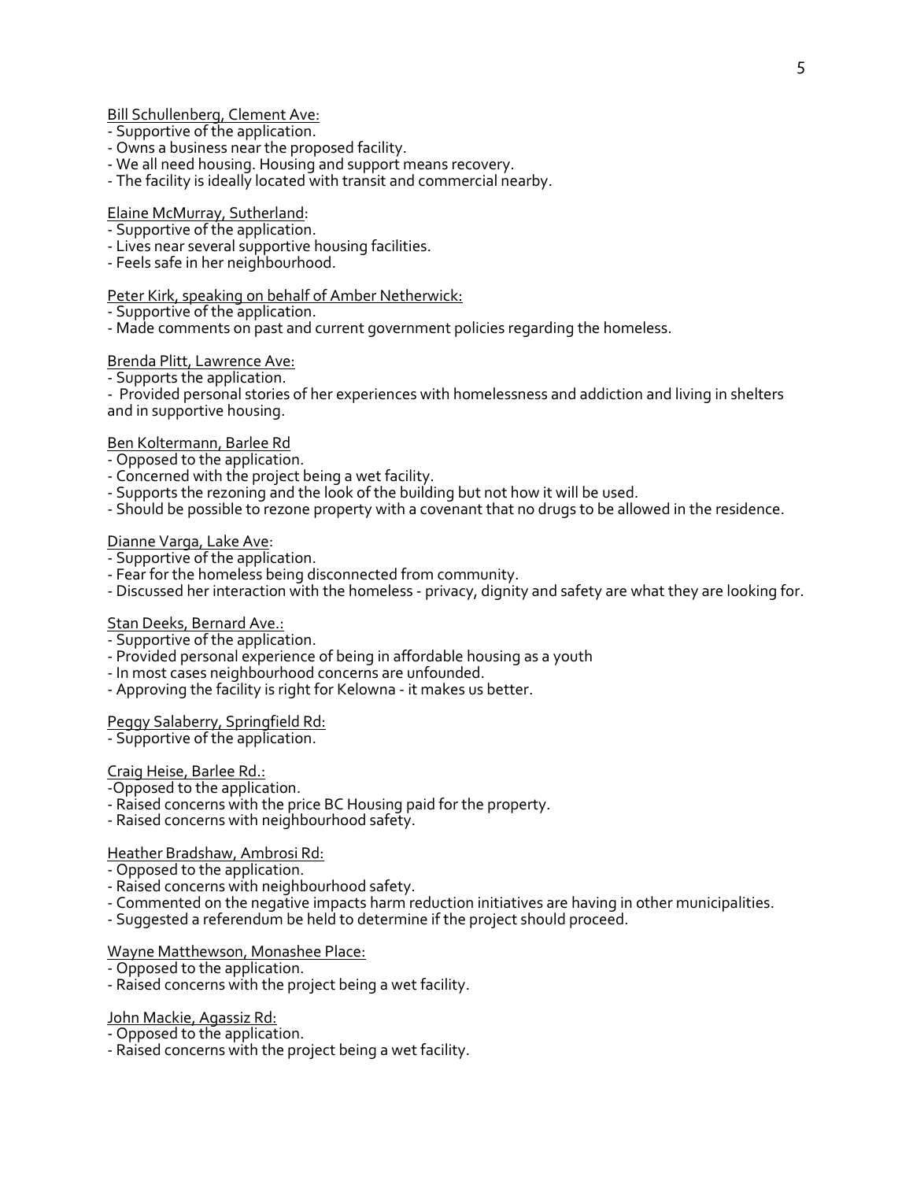Bill Schullenberg, Clement Ave:

- Supportive of the application.
- Owns a business near the proposed facility.
- We all need housing. Housing and support means recovery.
- The facility is ideally located with transit and commercial nearby.

Elaine McMurray, Sutherland:

- Supportive of the application.
- Lives near several supportive housing facilities.
- Feels safe in her neighbourhood.

Peter Kirk, speaking on behalf of Amber Netherwick:

- Supportive of the application.
- Made comments on past and current government policies regarding the homeless.

Brenda Plitt, Lawrence Ave:

- Supports the application.
- Provided personal stories of her experiences with homelessness and addiction and living in shelters and in supportive housing.

Ben Koltermann, Barlee Rd

- Opposed to the application.
- Concerned with the project being a wet facility.
- Supports the rezoning and the look of the building but not how it will be used.
- Should be possible to rezone property with a covenant that no drugs to be allowed in the residence.

Dianne Varga, Lake Ave:

- Supportive of the application.
- Fear for the homeless being disconnected from community.
- Discussed her interaction with the homeless - privacy, dignity and safety are what they are looking for.

Stan Deeks, Bernard Ave.:

- Supportive of the application.
- Provided personal experience of being in affordable housing as a youth
- In most cases neighbourhood concerns are unfounded.
- Approving the facility is right for Kelowna - it makes us better.

Peggy Salaberry, Springfield Rd:

- Supportive of the application.

Craig Heise, Barlee Rd.:

- Opposed to the application.
- Raised concerns with the price BC Housing paid for the property.
- Raised concerns with neighbourhood safety.

Heather Bradshaw, Ambrosi Rd:

- Opposed to the application.
- Raised concerns with neighbourhood safety.
- Commented on the negative impacts harm reduction initiatives are having in other municipalities.
- Suggested a referendum be held to determine if the project should proceed.

Wayne Matthewson, Monashee Place:

- Opposed to the application.
- Raised concerns with the project being a wet facility.

John Mackie, Agassiz Rd:

- Opposed to the application.
- Raised concerns with the project being a wet facility.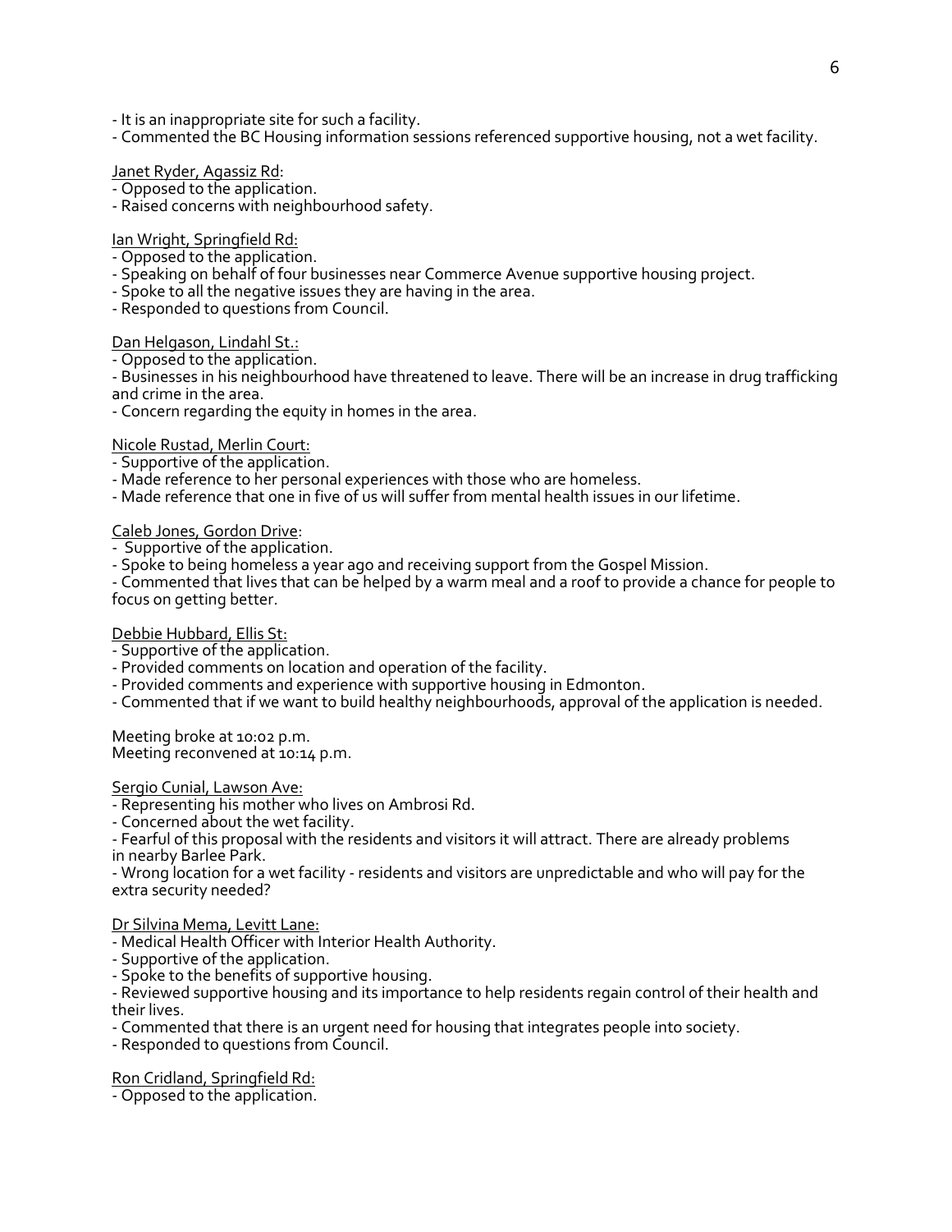- It is an inappropriate site for such a facility.
- Commented the BC Housing information sessions referenced supportive housing, not a wet facility.

Janet Ryder, Agassiz Rd:
- Opposed to the application.
- Raised concerns with neighbourhood safety.

Ian Wright, Springfield Rd:
- Opposed to the application.
- Speaking on behalf of four businesses near Commerce Avenue supportive housing project.
- Spoke to all the negative issues they are having in the area.
- Responded to questions from Council.

Dan Helgason, Lindahl St.:
- Opposed to the application.
- Businesses in his neighbourhood have threatened to leave. There will be an increase in drug trafficking and crime in the area.
- Concern regarding the equity in homes in the area.

Nicole Rustad, Merlin Court:
- Supportive of the application.
- Made reference to her personal experiences with those who are homeless.
- Made reference that one in five of us will suffer from mental health issues in our lifetime.

Caleb Jones, Gordon Drive:
- Supportive of the application.
- Spoke to being homeless a year ago and receiving support from the Gospel Mission.
- Commented that lives that can be helped by a warm meal and a roof to provide a chance for people to focus on getting better.

Debbie Hubbard, Ellis St:
- Supportive of the application.
- Provided comments on location and operation of the facility.
- Provided comments and experience with supportive housing in Edmonton.
- Commented that if we want to build healthy neighbourhoods, approval of the application is needed.

Meeting broke at 10:02 p.m.
Meeting reconvened at 10:14 p.m.

Sergio Cunial, Lawson Ave:
- Representing his mother who lives on Ambrosi Rd.
- Concerned about the wet facility.
- Fearful of this proposal with the residents and visitors it will attract. There are already problems in nearby Barlee Park.
- Wrong location for a wet facility - residents and visitors are unpredictable and who will pay for the extra security needed?

Dr Silvina Mema, Levitt Lane:
- Medical Health Officer with Interior Health Authority.
- Supportive of the application.
- Spoke to the benefits of supportive housing.
- Reviewed supportive housing and its importance to help residents regain control of their health and their lives.
- Commented that there is an urgent need for housing that integrates people into society.
- Responded to questions from Council.

Ron Cridland, Springfield Rd:
- Opposed to the application.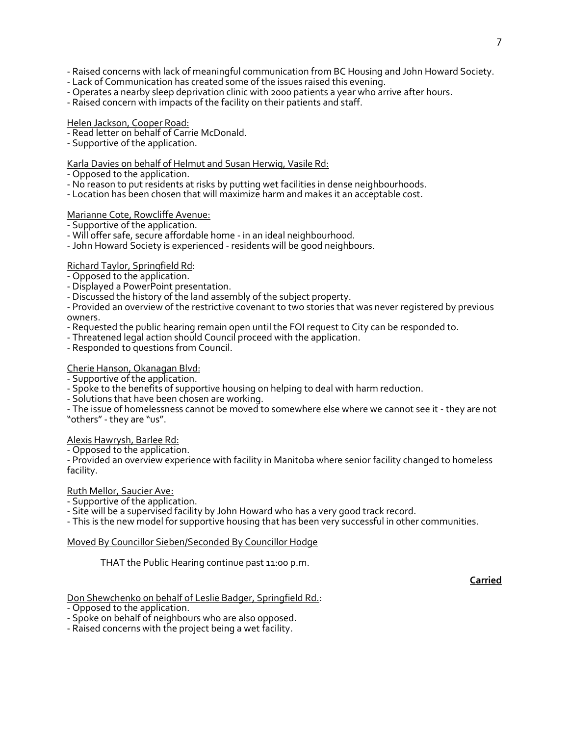- Raised concerns with lack of meaningful communication from BC Housing and John Howard Society.
- Lack of Communication has created some of the issues raised this evening.
- Operates a nearby sleep deprivation clinic with 2000 patients a year who arrive after hours.
- Raised concern with impacts of the facility on their patients and staff.

Helen Jackson, Cooper Road:
- Read letter on behalf of Carrie McDonald.
- Supportive of the application.

Karla Davies on behalf of Helmut and Susan Herwig, Vasile Rd:
- Opposed to the application.
- No reason to put residents at risks by putting wet facilities in dense neighbourhoods.
- Location has been chosen that will maximize harm and makes it an acceptable cost.

Marianne Cote, Rowcliffe Avenue:
- Supportive of the application.
- Will offer safe, secure affordable home - in an ideal neighbourhood.
- John Howard Society is experienced - residents will be good neighbours.

Richard Taylor, Springfield Rd:
- Opposed to the application.
- Displayed a PowerPoint presentation.
- Discussed the history of the land assembly of the subject property.
- Provided an overview of the restrictive covenant to two stories that was never registered by previous owners.
- Requested the public hearing remain open until the FOI request to City can be responded to.
- Threatened legal action should Council proceed with the application.
- Responded to questions from Council.

Cherie Hanson, Okanagan Blvd:
- Supportive of the application.
- Spoke to the benefits of supportive housing on helping to deal with harm reduction.
- Solutions that have been chosen are working.
- The issue of homelessness cannot be moved to somewhere else where we cannot see it - they are not "others" - they are "us".

Alexis Hawrysh, Barlee Rd:
- Opposed to the application.
- Provided an overview experience with facility in Manitoba where senior facility changed to homeless facility.

Ruth Mellor, Saucier Ave:
- Supportive of the application.
- Site will be a supervised facility by John Howard who has a very good track record.
- This is the new model for supportive housing that has been very successful in other communities.

Moved By Councillor Sieben/Seconded By Councillor Hodge

THAT the Public Hearing continue past 11:00 p.m.

**Carried**

Don Shewchenko on behalf of Leslie Badger, Springfield Rd.:
- Opposed to the application.
- Spoke on behalf of neighbours who are also opposed.
- Raised concerns with the project being a wet facility.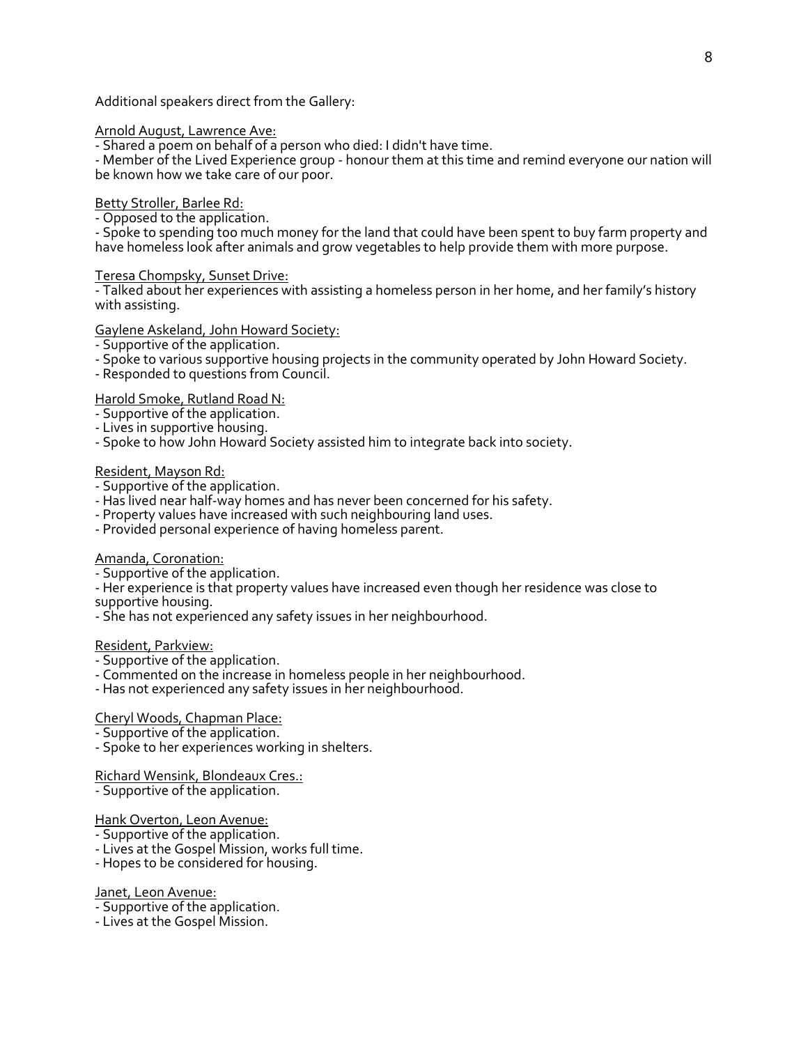Additional speakers direct from the Gallery:

<u>Arnold August, Lawrence Ave:</u>

- Shared a poem on behalf of a person who died: I didn't have time.
- Member of the Lived Experience group - honour them at this time and remind everyone our nation will be known how we take care of our poor.

<u>Betty Stroller, Barlee Rd:</u>

- Opposed to the application.
- Spoke to spending too much money for the land that could have been spent to buy farm property and have homeless look after animals and grow vegetables to help provide them with more purpose.

<u>Teresa Chompsky, Sunset Drive:</u>

- Talked about her experiences with assisting a homeless person in her home, and her family's history with assisting.

<u>Gaylene Askeland, John Howard Society:</u>

- Supportive of the application.
- Spoke to various supportive housing projects in the community operated by John Howard Society.
- Responded to questions from Council.

<u>Harold Smoke, Rutland Road N:</u>

- Supportive of the application.
- Lives in supportive housing.
- Spoke to how John Howard Society assisted him to integrate back into society.

<u>Resident, Mayson Rd:</u>

- Supportive of the application.
- Has lived near half-way homes and has never been concerned for his safety.
- Property values have increased with such neighbouring land uses.
- Provided personal experience of having homeless parent.

<u>Amanda, Coronation:</u>

- Supportive of the application.
- Her experience is that property values have increased even though her residence was close to supportive housing.
- She has not experienced any safety issues in her neighbourhood.

<u>Resident, Parkview:</u>

- Supportive of the application.
- Commented on the increase in homeless people in her neighbourhood.
- Has not experienced any safety issues in her neighbourhood.

<u>Cheryl Woods, Chapman Place:</u>

- Supportive of the application.
- Spoke to her experiences working in shelters.

<u>Richard Wensink, Blondeaux Cres.:</u>

- Supportive of the application.

<u>Hank Overton, Leon Avenue:</u>

- Supportive of the application.
- Lives at the Gospel Mission, works full time.
- Hopes to be considered for housing.

<u>Janet, Leon Avenue:</u>

- Supportive of the application.
- Lives at the Gospel Mission.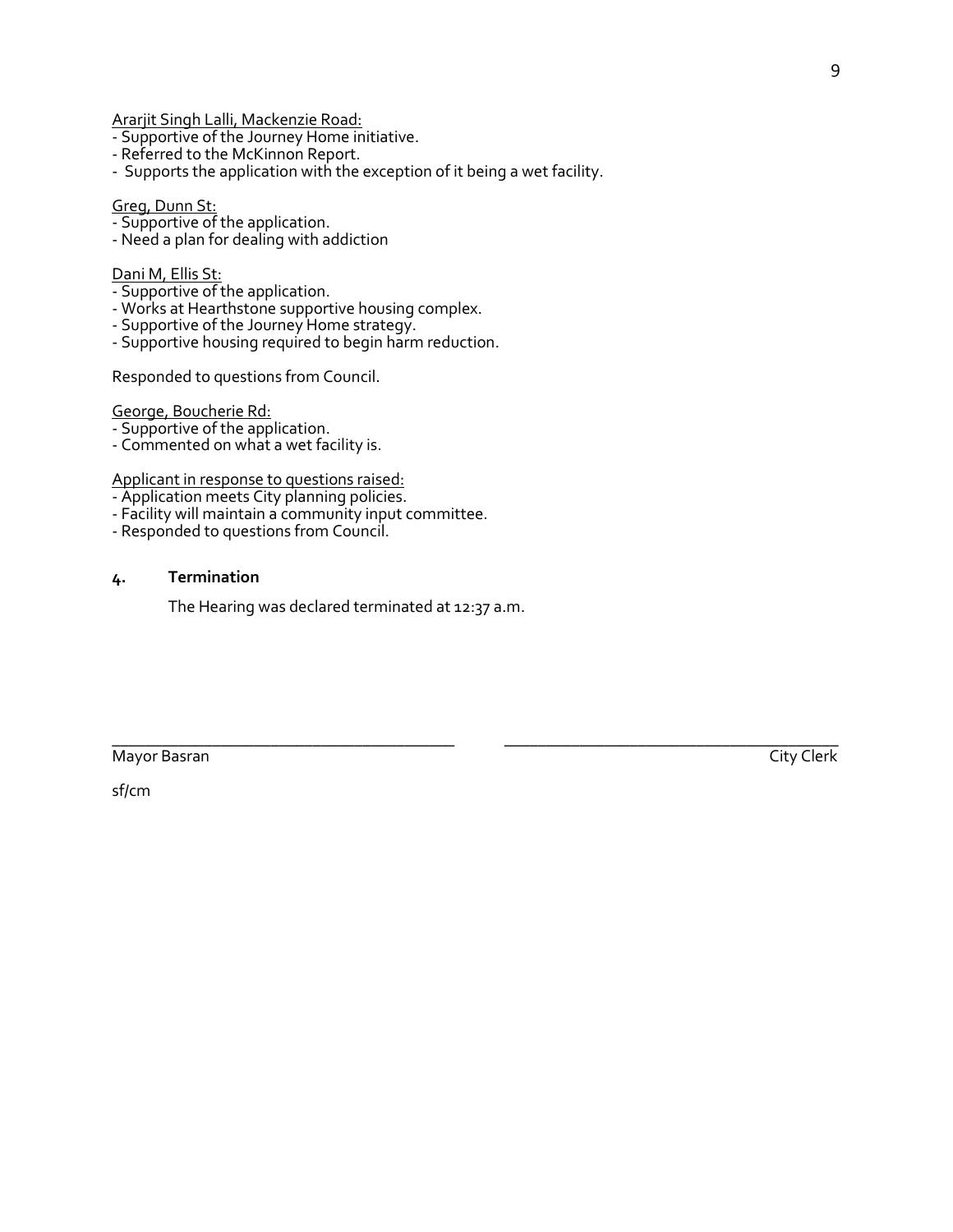Ararjit Singh Lalli, Mackenzie Road:
- Supportive of the Journey Home initiative.
- Referred to the McKinnon Report.
- Supports the application with the exception of it being a wet facility.

Greg, Dunn St:
- Supportive of the application.
- Need a plan for dealing with addiction

Dani M, Ellis St:
- Supportive of the application.
- Works at Hearthstone supportive housing complex.
- Supportive of the Journey Home strategy.
- Supportive housing required to begin harm reduction.

Responded to questions from Council.

George, Boucherie Rd:
- Supportive of the application.
- Commented on what a wet facility is.

Applicant in response to questions raised:
- Application meets City planning policies.
- Facility will maintain a community input committee.
- Responded to questions from Council.

## 4. Termination

The Hearing was declared terminated at 12:37 a.m.

\_\_\_\_\_\_\_\_\_\_\_\_\_\_\_\_\_\_\_\_\_\_\_\_\_\_\_\_\_\_\_\_\_\_\_\_\_\_\_\_ \_\_\_\_\_\_\_\_\_\_\_\_\_\_\_\_\_\_\_\_\_\_\_\_\_\_\_\_\_\_\_\_\_\_\_\_\_\_\_\_

Mayor Basran City Clerk

sf/cm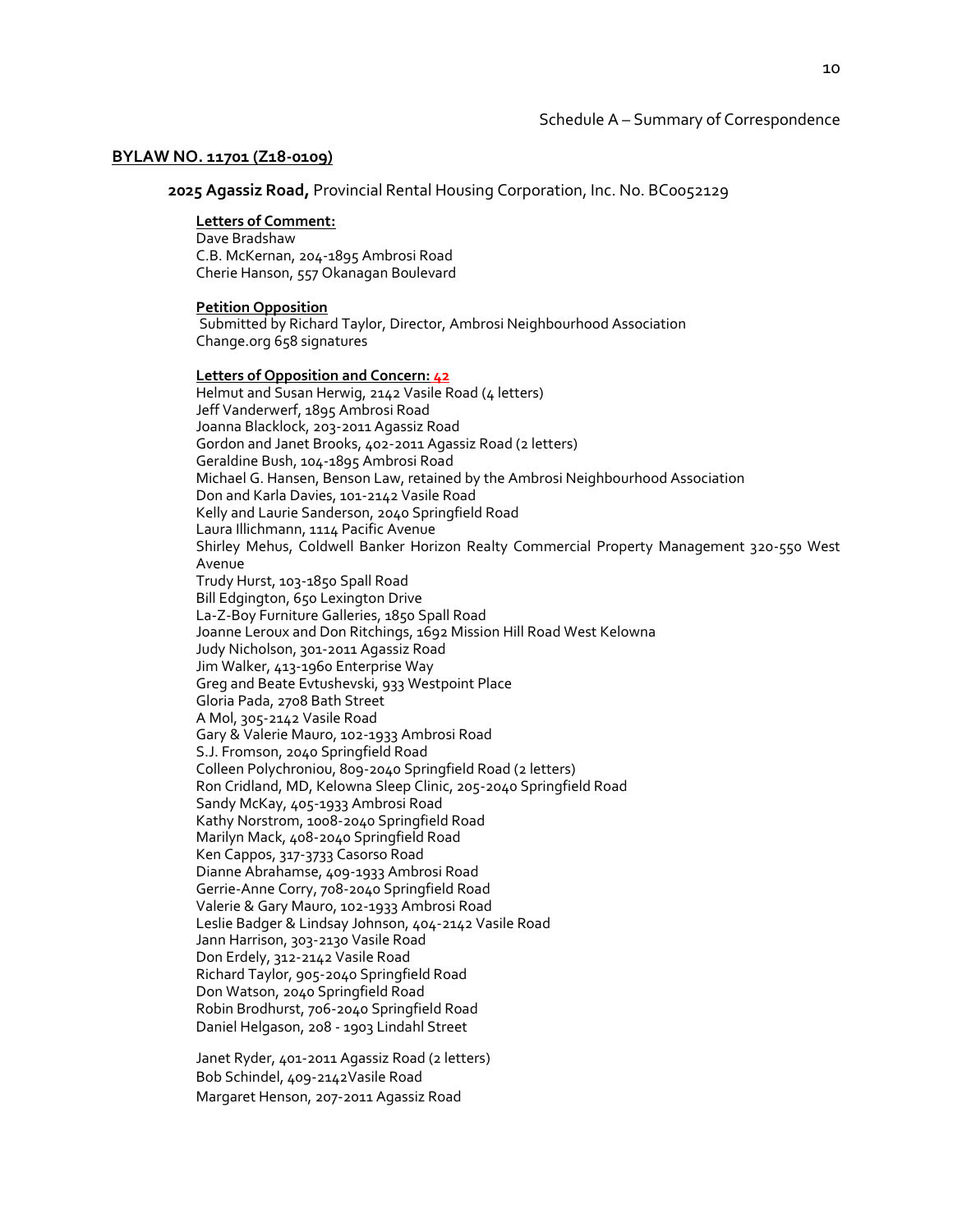Schedule A – Summary of Correspondence

## BYLAW NO. 11701 (Z18-0109)

**2025 Agassiz Road,** Provincial Rental Housing Corporation, Inc. No. BC0052129

**Letters of Comment:**

Dave Bradshaw
C.B. McKernan, 204-1895 Ambrosi Road
Cherie Hanson, 557 Okanagan Boulevard

**Petition Opposition**

Submitted by Richard Taylor, Director, Ambrosi Neighbourhood Association
Change.org 658 signatures

**Letters of Opposition and Concern: 42**

Helmut and Susan Herwig, 2142 Vasile Road (4 letters)
Jeff Vanderwerf, 1895 Ambrosi Road
Joanna Blacklock, 203-2011 Agassiz Road
Gordon and Janet Brooks, 402-2011 Agassiz Road (2 letters)
Geraldine Bush, 104-1895 Ambrosi Road
Michael G. Hansen, Benson Law, retained by the Ambrosi Neighbourhood Association
Don and Karla Davies, 101-2142 Vasile Road
Kelly and Laurie Sanderson, 2040 Springfield Road
Laura Illichmann, 1114 Pacific Avenue
Shirley Mehus, Coldwell Banker Horizon Realty Commercial Property Management 320-550 West Avenue
Trudy Hurst, 103-1850 Spall Road
Bill Edgington, 650 Lexington Drive
La-Z-Boy Furniture Galleries, 1850 Spall Road
Joanne Leroux and Don Ritchings, 1692 Mission Hill Road West Kelowna
Judy Nicholson, 301-2011 Agassiz Road
Jim Walker, 413-1960 Enterprise Way
Greg and Beate Evtushevski, 933 Westpoint Place
Gloria Pada, 2708 Bath Street
A Mol, 305-2142 Vasile Road
Gary & Valerie Mauro, 102-1933 Ambrosi Road
S.J. Fromson, 2040 Springfield Road
Colleen Polychroniou, 809-2040 Springfield Road (2 letters)
Ron Cridland, MD, Kelowna Sleep Clinic, 205-2040 Springfield Road
Sandy McKay, 405-1933 Ambrosi Road
Kathy Norstrom, 1008-2040 Springfield Road
Marilyn Mack, 408-2040 Springfield Road
Ken Cappos, 317-3733 Casorso Road
Dianne Abrahamse, 409-1933 Ambrosi Road
Gerrie-Anne Corry, 708-2040 Springfield Road
Valerie & Gary Mauro, 102-1933 Ambrosi Road
Leslie Badger & Lindsay Johnson, 404-2142 Vasile Road
Jann Harrison, 303-2130 Vasile Road
Don Erdely, 312-2142 Vasile Road
Richard Taylor, 905-2040 Springfield Road
Don Watson, 2040 Springfield Road
Robin Brodhurst, 706-2040 Springfield Road
Daniel Helgason, 208 - 1903 Lindahl Street

Janet Ryder, 401-2011 Agassiz Road (2 letters)
Bob Schindel, 409-2142Vasile Road
Margaret Henson, 207-2011 Agassiz Road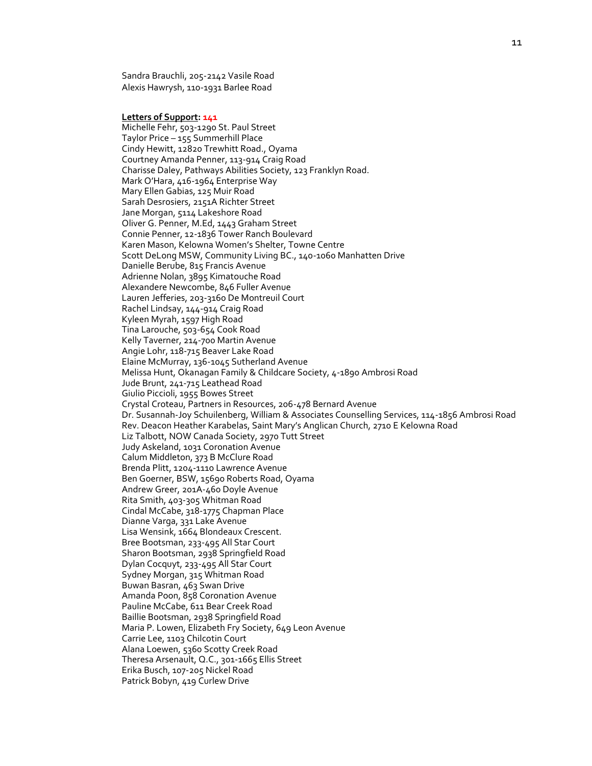Sandra Brauchli, 205-2142 Vasile Road
Alexis Hawrysh, 110-1931 Barlee Road

**Letters of Support: 141**

Michelle Fehr, 503-1290 St. Paul Street
Taylor Price – 155 Summerhill Place
Cindy Hewitt, 12820 Trewhitt Road., Oyama
Courtney Amanda Penner, 113-914 Craig Road
Charisse Daley, Pathways Abilities Society, 123 Franklyn Road.
Mark O'Hara, 416-1964 Enterprise Way
Mary Ellen Gabias, 125 Muir Road
Sarah Desrosiers, 2151A Richter Street
Jane Morgan, 5114 Lakeshore Road
Oliver G. Penner, M.Ed, 1443 Graham Street
Connie Penner, 12-1836 Tower Ranch Boulevard
Karen Mason, Kelowna Women's Shelter, Towne Centre
Scott DeLong MSW, Community Living BC., 140-1060 Manhatten Drive
Danielle Berube, 815 Francis Avenue
Adrienne Nolan, 3895 Kimatouche Road
Alexandere Newcombe, 846 Fuller Avenue
Lauren Jefferies, 203-3160 De Montreuil Court
Rachel Lindsay, 144-914 Craig Road
Kyleen Myrah, 1597 High Road
Tina Larouche, 503-654 Cook Road
Kelly Taverner, 214-700 Martin Avenue
Angie Lohr, 118-715 Beaver Lake Road
Elaine McMurray, 136-1045 Sutherland Avenue
Melissa Hunt, Okanagan Family & Childcare Society, 4-1890 Ambrosi Road
Jude Brunt, 241-715 Leathead Road
Giulio Piccioli, 1955 Bowes Street
Crystal Croteau, Partners in Resources, 206-478 Bernard Avenue
Dr. Susannah-Joy Schuilenberg, William & Associates Counselling Services, 114-1856 Ambrosi Road
Rev. Deacon Heather Karabelas, Saint Mary's Anglican Church, 2710 E Kelowna Road
Liz Talbott, NOW Canada Society, 2970 Tutt Street
Judy Askeland, 1031 Coronation Avenue
Calum Middleton, 373 B McClure Road
Brenda Plitt, 1204-1110 Lawrence Avenue
Ben Goerner, BSW, 15690 Roberts Road, Oyama
Andrew Greer, 201A-460 Doyle Avenue
Rita Smith, 403-305 Whitman Road
Cindal McCabe, 318-1775 Chapman Place
Dianne Varga, 331 Lake Avenue
Lisa Wensink, 1664 Blondeaux Crescent.
Bree Bootsman, 233-495 All Star Court
Sharon Bootsman, 2938 Springfield Road
Dylan Cocquyt, 233-495 All Star Court
Sydney Morgan, 315 Whitman Road
Buwan Basran, 463 Swan Drive
Amanda Poon, 858 Coronation Avenue
Pauline McCabe, 611 Bear Creek Road
Baillie Bootsman, 2938 Springfield Road
Maria P. Lowen, Elizabeth Fry Society, 649 Leon Avenue
Carrie Lee, 1103 Chilcotin Court
Alana Loewen, 5360 Scotty Creek Road
Theresa Arsenault, Q.C., 301-1665 Ellis Street
Erika Busch, 107-205 Nickel Road
Patrick Bobyn, 419 Curlew Drive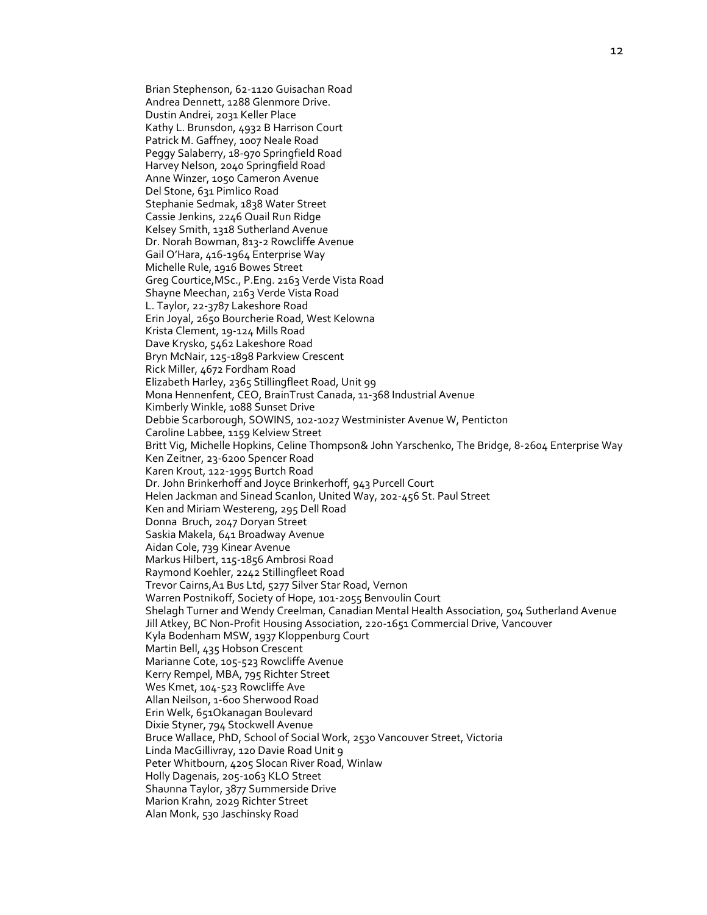Brian Stephenson, 62-1120 Guisachan Road
Andrea Dennett, 1288 Glenmore Drive.
Dustin Andrei, 2031 Keller Place
Kathy L. Brunsdon, 4932 B Harrison Court
Patrick M. Gaffney, 1007 Neale Road
Peggy Salaberry, 18-970 Springfield Road
Harvey Nelson, 2040 Springfield Road
Anne Winzer, 1050 Cameron Avenue
Del Stone, 631 Pimlico Road
Stephanie Sedmak, 1838 Water Street
Cassie Jenkins, 2246 Quail Run Ridge
Kelsey Smith, 1318 Sutherland Avenue
Dr. Norah Bowman, 813-2 Rowcliffe Avenue
Gail O'Hara, 416-1964 Enterprise Way
Michelle Rule, 1916 Bowes Street
Greg Courtice,MSc., P.Eng. 2163 Verde Vista Road
Shayne Meechan, 2163 Verde Vista Road
L. Taylor, 22-3787 Lakeshore Road
Erin Joyal, 2650 Bourcherie Road, West Kelowna
Krista Clement, 19-124 Mills Road
Dave Krysko, 5462 Lakeshore Road
Bryn McNair, 125-1898 Parkview Crescent
Rick Miller, 4672 Fordham Road
Elizabeth Harley, 2365 Stillingfleet Road, Unit 99
Mona Hennenfent, CEO, BrainTrust Canada, 11-368 Industrial Avenue
Kimberly Winkle, 1088 Sunset Drive
Debbie Scarborough, SOWINS, 102-1027 Westminister Avenue W, Penticton
Caroline Labbee, 1159 Kelview Street
Britt Vig, Michelle Hopkins, Celine Thompson& John Yarschenko, The Bridge, 8-2604 Enterprise Way
Ken Zeitner, 23-6200 Spencer Road
Karen Krout, 122-1995 Burtch Road
Dr. John Brinkerhoff and Joyce Brinkerhoff, 943 Purcell Court
Helen Jackman and Sinead Scanlon, United Way, 202-456 St. Paul Street
Ken and Miriam Westereng, 295 Dell Road
Donna Bruch, 2047 Doryan Street
Saskia Makela, 641 Broadway Avenue
Aidan Cole, 739 Kinear Avenue
Markus Hilbert, 115-1856 Ambrosi Road
Raymond Koehler, 2242 Stillingfleet Road
Trevor Cairns,A1 Bus Ltd, 5277 Silver Star Road, Vernon
Warren Postnikoff, Society of Hope, 101-2055 Benvoulin Court
Shelagh Turner and Wendy Creelman, Canadian Mental Health Association, 504 Sutherland Avenue
Jill Atkey, BC Non-Profit Housing Association, 220-1651 Commercial Drive, Vancouver
Kyla Bodenham MSW, 1937 Kloppenburg Court
Martin Bell, 435 Hobson Crescent
Marianne Cote, 105-523 Rowcliffe Avenue
Kerry Rempel, MBA, 795 Richter Street
Wes Kmet, 104-523 Rowcliffe Ave
Allan Neilson, 1-600 Sherwood Road
Erin Welk, 651Okanagan Boulevard
Dixie Styner, 794 Stockwell Avenue
Bruce Wallace, PhD, School of Social Work, 2530 Vancouver Street, Victoria
Linda MacGillivray, 120 Davie Road Unit 9
Peter Whitbourn, 4205 Slocan River Road, Winlaw
Holly Dagenais, 205-1063 KLO Street
Shaunna Taylor, 3877 Summerside Drive
Marion Krahn, 2029 Richter Street
Alan Monk, 530 Jaschinsky Road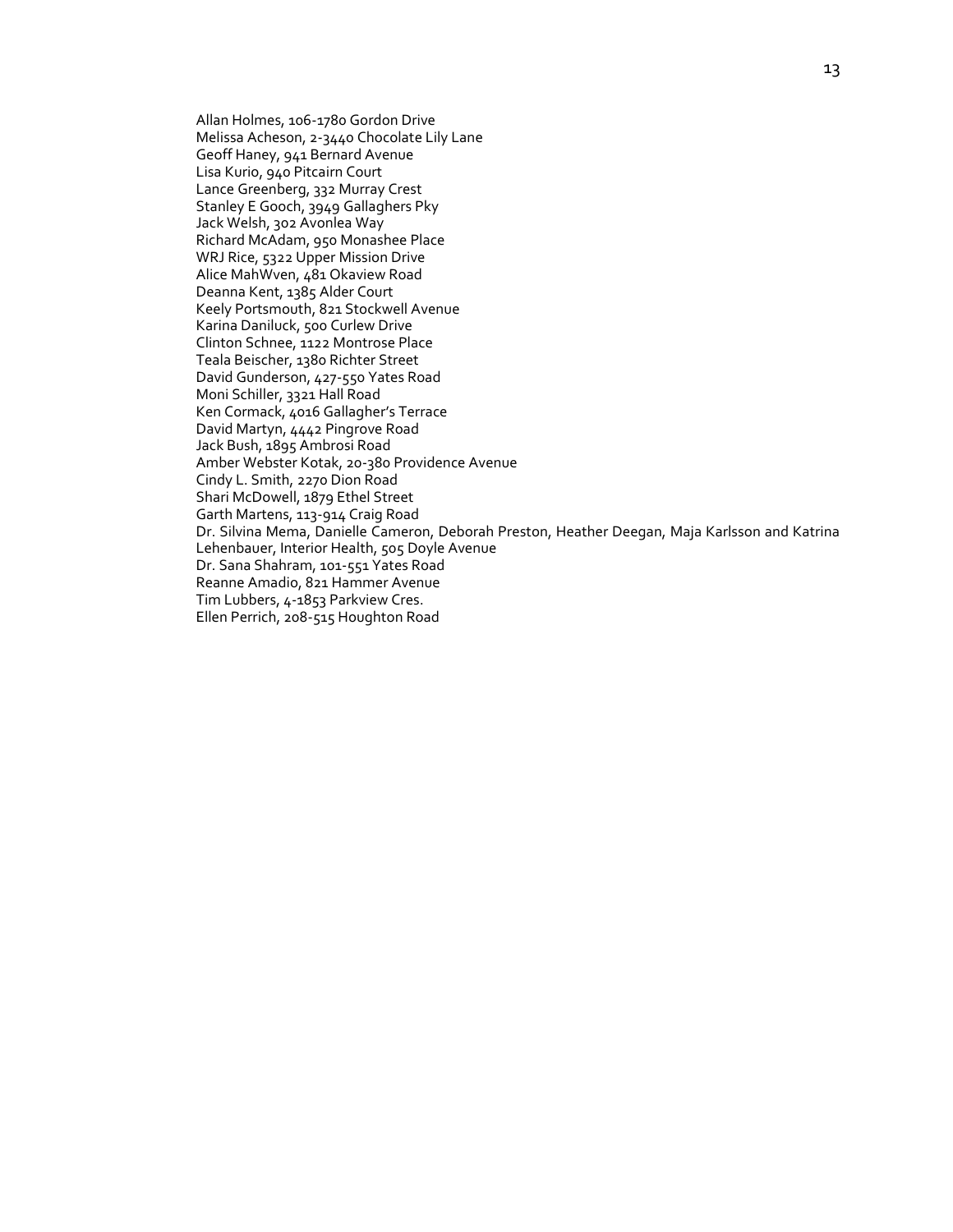Allan Holmes, 106-1780 Gordon Drive
Melissa Acheson, 2-3440 Chocolate Lily Lane
Geoff Haney, 941 Bernard Avenue
Lisa Kurio, 940 Pitcairn Court
Lance Greenberg, 332 Murray Crest
Stanley E Gooch, 3949 Gallaghers Pky
Jack Welsh, 302 Avonlea Way
Richard McAdam, 950 Monashee Place
WRJ Rice, 5322 Upper Mission Drive
Alice MahWven, 481 Okaview Road
Deanna Kent, 1385 Alder Court
Keely Portsmouth, 821 Stockwell Avenue
Karina Daniluck, 500 Curlew Drive
Clinton Schnee, 1122 Montrose Place
Teala Beischer, 1380 Richter Street
David Gunderson, 427-550 Yates Road
Moni Schiller, 3321 Hall Road
Ken Cormack, 4016 Gallagher's Terrace
David Martyn, 4442 Pingrove Road
Jack Bush, 1895 Ambrosi Road
Amber Webster Kotak, 20-380 Providence Avenue
Cindy L. Smith, 2270 Dion Road
Shari McDowell, 1879 Ethel Street
Garth Martens, 113-914 Craig Road
Dr. Silvina Mema, Danielle Cameron, Deborah Preston, Heather Deegan, Maja Karlsson and Katrina Lehenbauer, Interior Health, 505 Doyle Avenue
Dr. Sana Shahram, 101-551 Yates Road
Reanne Amadio, 821 Hammer Avenue
Tim Lubbers, 4-1853 Parkview Cres.
Ellen Perrich, 208-515 Houghton Road